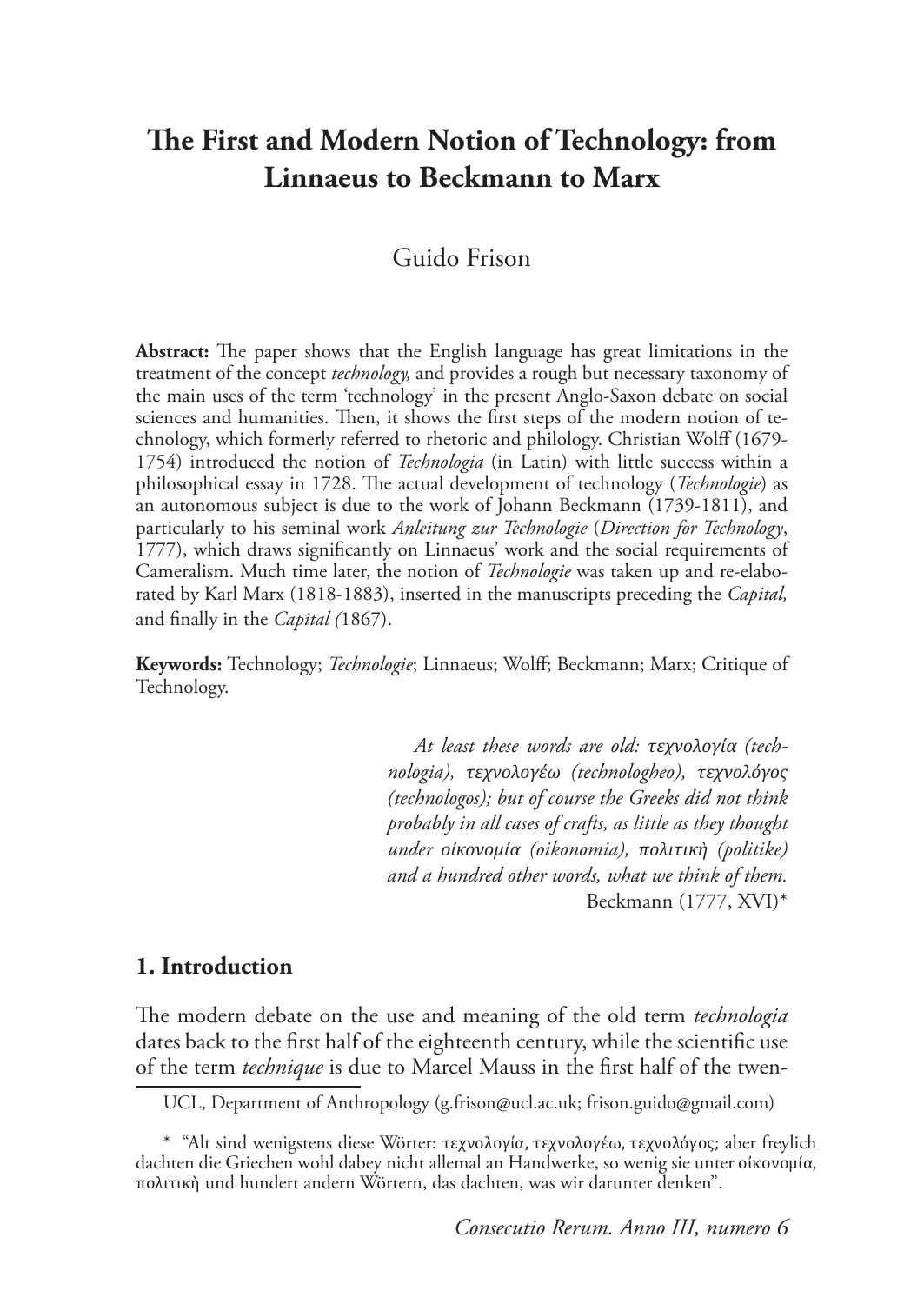# The First and Modern Notion of Technology: from Linnaeus to Beckmann to Marx

Guido Frison

**Abstract:** The paper shows that the English language has great limitations in the treatment of the concept *technology,* and provides a rough but necessary taxonomy of the main uses of the term 'technology' in the present Anglo-Saxon debate on social sciences and humanities. Then, it shows the first steps of the modern notion of technology, which formerly referred to rhetoric and philology. Christian Wolff (1679-1754) introduced the notion of *Technologia* (in Latin) with little success within a philosophical essay in 1728. The actual development of technology (*Technologie*) as an autonomous subject is due to the work of Johann Beckmann (1739-1811), and particularly to his seminal work *Anleitung zur Technologie* (*Direction for Technology*, 1777), which draws significantly on Linnaeus' work and the social requirements of Cameralism. Much time later, the notion of *Technologie* was taken up and re-elaborated by Karl Marx (1818-1883), inserted in the manuscripts preceding the *Capital,* and finally in the *Capital (*1867).

**Keywords:** Technology; *Technologie*; Linnaeus; Wolff; Beckmann; Marx; Critique of Technology.

> *At least these words are old: τεχνολογία (technologia), τεχνολογέω (technologheo), τεχνολόγος (technologos); but of course the Greeks did not think probably in all cases of crafts, as little as they thought under οἰκονομία (oikonomia), πολιτικὴ (politike) and a hundred other words, what we think of them.*
> Beckmann (1777, XVI)*

## 1. Introduction

The modern debate on the use and meaning of the old term *technologia* dates back to the first half of the eighteenth century, while the scientific use of the term *technique* is due to Marcel Mauss in the first half of the twen-

UCL, Department of Anthropology (g.frison@ucl.ac.uk; frison.guido@gmail.com)

\* "Alt sind wenigstens diese Wörter: τεχνολογία, τεχνολογέω, τεχνολόγος; aber freylich dachten die Griechen wohl dabey nicht allemal an Handwerke, so wenig sie unter οἰκονομία, πολιτικὴ und hundert andern Wörtern, das dachten, was wir darunter denken".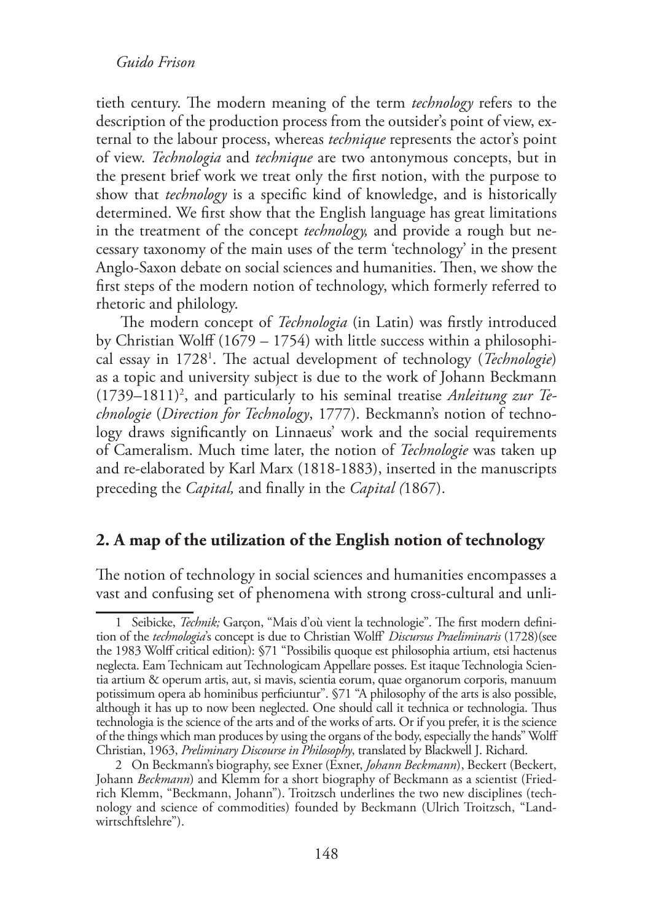tieth century. The modern meaning of the term *technology* refers to the description of the production process from the outsider's point of view, external to the labour process, whereas *technique* represents the actor's point of view. *Technologia* and *technique* are two antonymous concepts, but in the present brief work we treat only the first notion, with the purpose to show that *technology* is a specific kind of knowledge, and is historically determined. We first show that the English language has great limitations in the treatment of the concept *technology,* and provide a rough but necessary taxonomy of the main uses of the term 'technology' in the present Anglo-Saxon debate on social sciences and humanities. Then, we show the first steps of the modern notion of technology, which formerly referred to rhetoric and philology.

The modern concept of *Technologia* (in Latin) was firstly introduced by Christian Wolff (1679 – 1754) with little success within a philosophical essay in 1728[1]. The actual development of technology (*Technologie*) as a topic and university subject is due to the work of Johann Beckmann (1739–1811)[2], and particularly to his seminal treatise *Anleitung zur Technologie* (*Direction for Technology*, 1777). Beckmann's notion of technology draws significantly on Linnaeus' work and the social requirements of Cameralism. Much time later, the notion of *Technologie* was taken up and re-elaborated by Karl Marx (1818-1883), inserted in the manuscripts preceding the *Capital,* and finally in the *Capital (*1867).

## 2. A map of the utilization of the English notion of technology

The notion of technology in social sciences and humanities encompasses a vast and confusing set of phenomena with strong cross-cultural and unli-

---

1 Seibicke, *Technik;* Garçon, "Mais d'où vient la technologie". The first modern definition of the *technologia*'s concept is due to Christian Wolff' *Discursus Praeliminaris* (1728)(see the 1983 Wolff critical edition): §71 "Possibilis quoque est philosophia artium, etsi hactenus neglecta. Eam Technicam aut Technologicam Appellare posses. Est itaque Technologia Scientia artium & operum artis, aut, si mavis, scientia eorum, quae organorum corporis, manuum potissimum opera ab hominibus perficiuntur". §71 "A philosophy of the arts is also possible, although it has up to now been neglected. One should call it technica or technologia. Thus technologia is the science of the arts and of the works of arts. Or if you prefer, it is the science of the things which man produces by using the organs of the body, especially the hands" Wolff Christian, 1963, *Preliminary Discourse in Philosophy*, translated by Blackwell J. Richard.

2 On Beckmann's biography, see Exner (Exner, *Johann Beckmann*), Beckert (Beckert, Johann *Beckmann*) and Klemm for a short biography of Beckmann as a scientist (Friedrich Klemm, "Beckmann, Johann"). Troitzsch underlines the two new disciplines (technology and science of commodities) founded by Beckmann (Ulrich Troitzsch, "Landwirtschftslehre").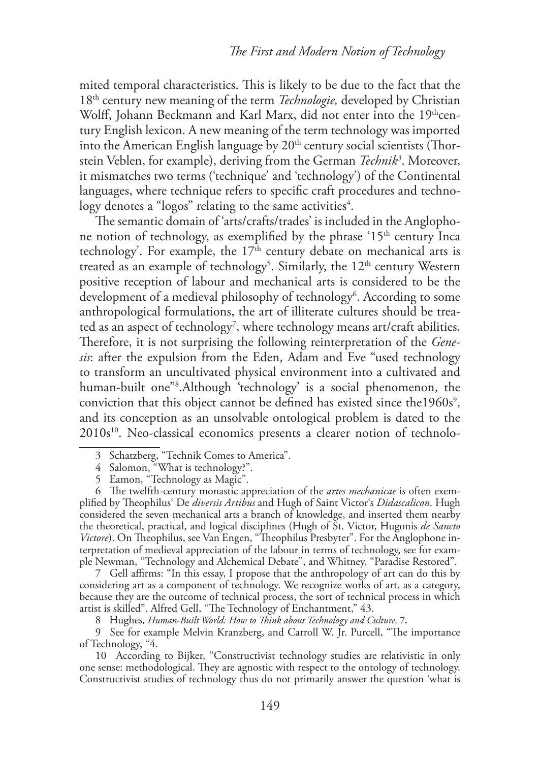mited temporal characteristics. This is likely to be due to the fact that the 18th century new meaning of the term *Technologie,* developed by Christian Wolff, Johann Beckmann and Karl Marx, did not enter into the 19thcentury English lexicon. A new meaning of the term technology was imported into the American English language by 20th century social scientists (Thorstein Veblen, for example), deriving from the German *Technik*[3]. Moreover, it mismatches two terms ('technique' and 'technology') of the Continental languages, where technique refers to specific craft procedures and technology denotes a "logos" relating to the same activities[4].

The semantic domain of 'arts/crafts/trades' is included in the Anglophone notion of technology, as exemplified by the phrase '15th century Inca technology'. For example, the 17th century debate on mechanical arts is treated as an example of technology[5]. Similarly, the 12th century Western positive reception of labour and mechanical arts is considered to be the development of a medieval philosophy of technology[6]. According to some anthropological formulations, the art of illiterate cultures should be treated as an aspect of technology[7], where technology means art/craft abilities. Therefore, it is not surprising the following reinterpretation of the *Genesis*: after the expulsion from the Eden, Adam and Eve "used technology to transform an uncultivated physical environment into a cultivated and human-built one"[8].Although 'technology' is a social phenomenon, the conviction that this object cannot be defined has existed since the1960s[9], and its conception as an unsolvable ontological problem is dated to the 2010s[10]. Neo-classical economics presents a clearer notion of technolo-

3 Schatzberg, "Technik Comes to America".

4 Salomon, "What is technology?".

5 Eamon, "Technology as Magic".

6 The twelfth-century monastic appreciation of the *artes mechanicae* is often exemplified by Theophilus' De *diversis Artibus* and Hugh of Saint Victor's *Didascalicon*. Hugh considered the seven mechanical arts a branch of knowledge, and inserted them nearby the theoretical, practical, and logical disciplines (Hugh of St. Victor, Hugonis *de Sancto Victore*). On Theophilus, see Van Engen, "Theophilus Presbyter". For the Anglophone interpretation of medieval appreciation of the labour in terms of technology, see for example Newman, "Technology and Alchemical Debate", and Whitney, "Paradise Restored".

7 Gell affirms: "In this essay, I propose that the anthropology of art can do this by considering art as a component of technology. We recognize works of art, as a category, because they are the outcome of technical process, the sort of technical process in which artist is skilled". Alfred Gell, "The Technology of Enchantment," 43.

8 Hughes*, Human-Built World: How to Think about Technology and Culture,* 7**.**

9 See for example Melvin Kranzberg, and Carroll W. Jr. Purcell, "The importance of Technology, "4.

10 According to Bijker, "Constructivist technology studies are relativistic in only one sense: methodological. They are agnostic with respect to the ontology of technology. Constructivist studies of technology thus do not primarily answer the question 'what is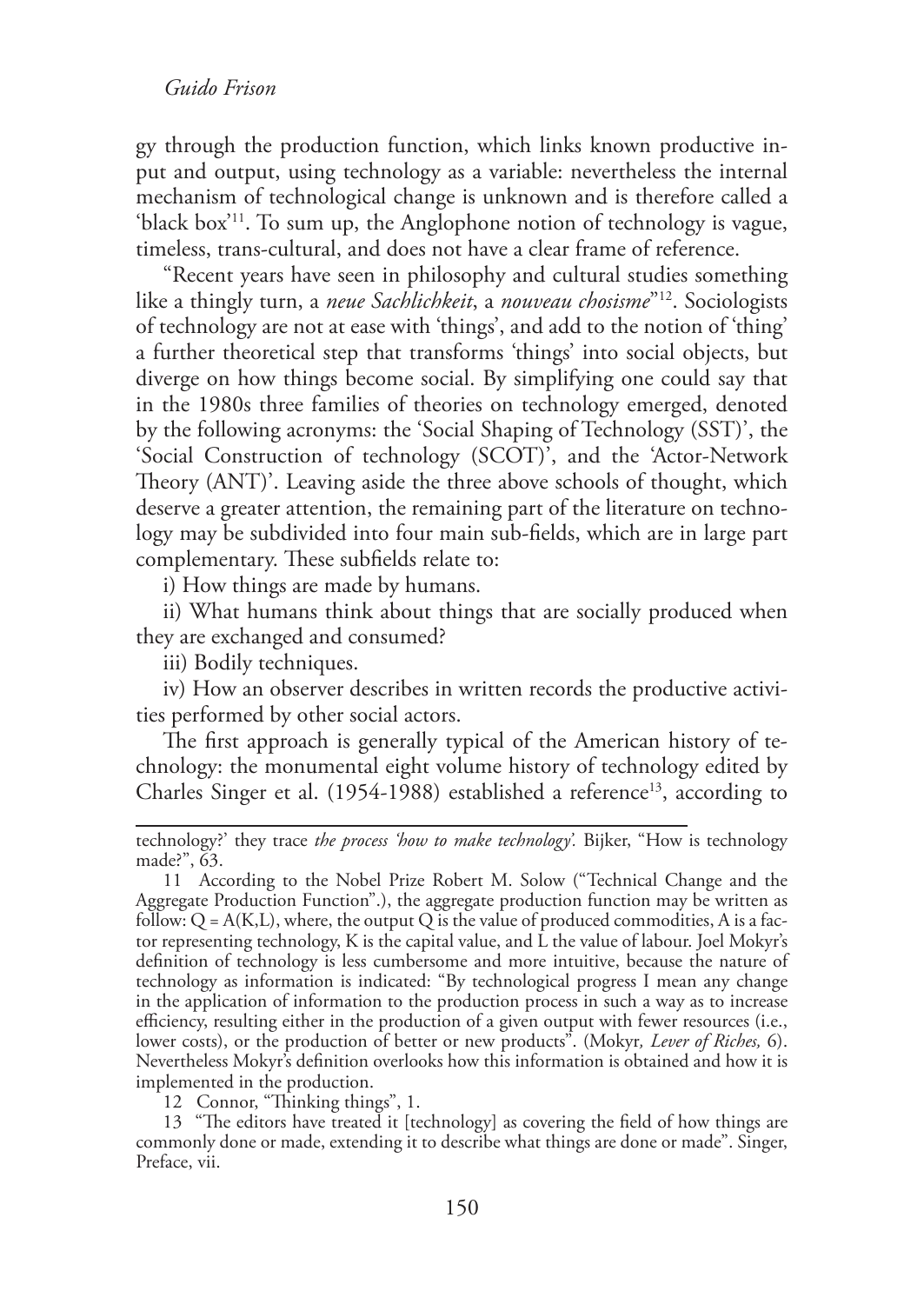gy through the production function, which links known productive input and output, using technology as a variable: nevertheless the internal mechanism of technological change is unknown and is therefore called a 'black box'[11]. To sum up, the Anglophone notion of technology is vague, timeless, trans-cultural, and does not have a clear frame of reference.

"Recent years have seen in philosophy and cultural studies something like a thingly turn, a *neue Sachlichkeit*, a *nouveau chosisme*"[12]. Sociologists of technology are not at ease with 'things', and add to the notion of 'thing' a further theoretical step that transforms 'things' into social objects, but diverge on how things become social. By simplifying one could say that in the 1980s three families of theories on technology emerged, denoted by the following acronyms: the 'Social Shaping of Technology (SST)', the 'Social Construction of technology (SCOT)', and the 'Actor-Network Theory (ANT)'. Leaving aside the three above schools of thought, which deserve a greater attention, the remaining part of the literature on technology may be subdivided into four main sub-fields, which are in large part complementary. These subfields relate to:

i) How things are made by humans.

ii) What humans think about things that are socially produced when they are exchanged and consumed?

iii) Bodily techniques.

iv) How an observer describes in written records the productive activities performed by other social actors.

The first approach is generally typical of the American history of technology: the monumental eight volume history of technology edited by Charles Singer et al. (1954-1988) established a reference[13], according to

---

technology?' they trace *the process 'how to make technology'.* Bijker, "How is technology made?", 63.

11 According to the Nobel Prize Robert M. Solow ("Technical Change and the Aggregate Production Function".), the aggregate production function may be written as follow: $Q = A(K,L)$, where, the output $Q$ is the value of produced commodities, $A$ is a factor representing technology, $K$ is the capital value, and $L$ the value of labour. Joel Mokyr's definition of technology is less cumbersome and more intuitive, because the nature of technology as information is indicated: "By technological progress I mean any change in the application of information to the production process in such a way as to increase efficiency, resulting either in the production of a given output with fewer resources (i.e., lower costs), or the production of better or new products". (Mokyr*, Lever of Riches,* 6). Nevertheless Mokyr's definition overlooks how this information is obtained and how it is implemented in the production.

12 Connor, "Thinking things", 1.

13 "The editors have treated it [technology] as covering the field of how things are commonly done or made, extending it to describe what things are done or made". Singer, Preface, vii.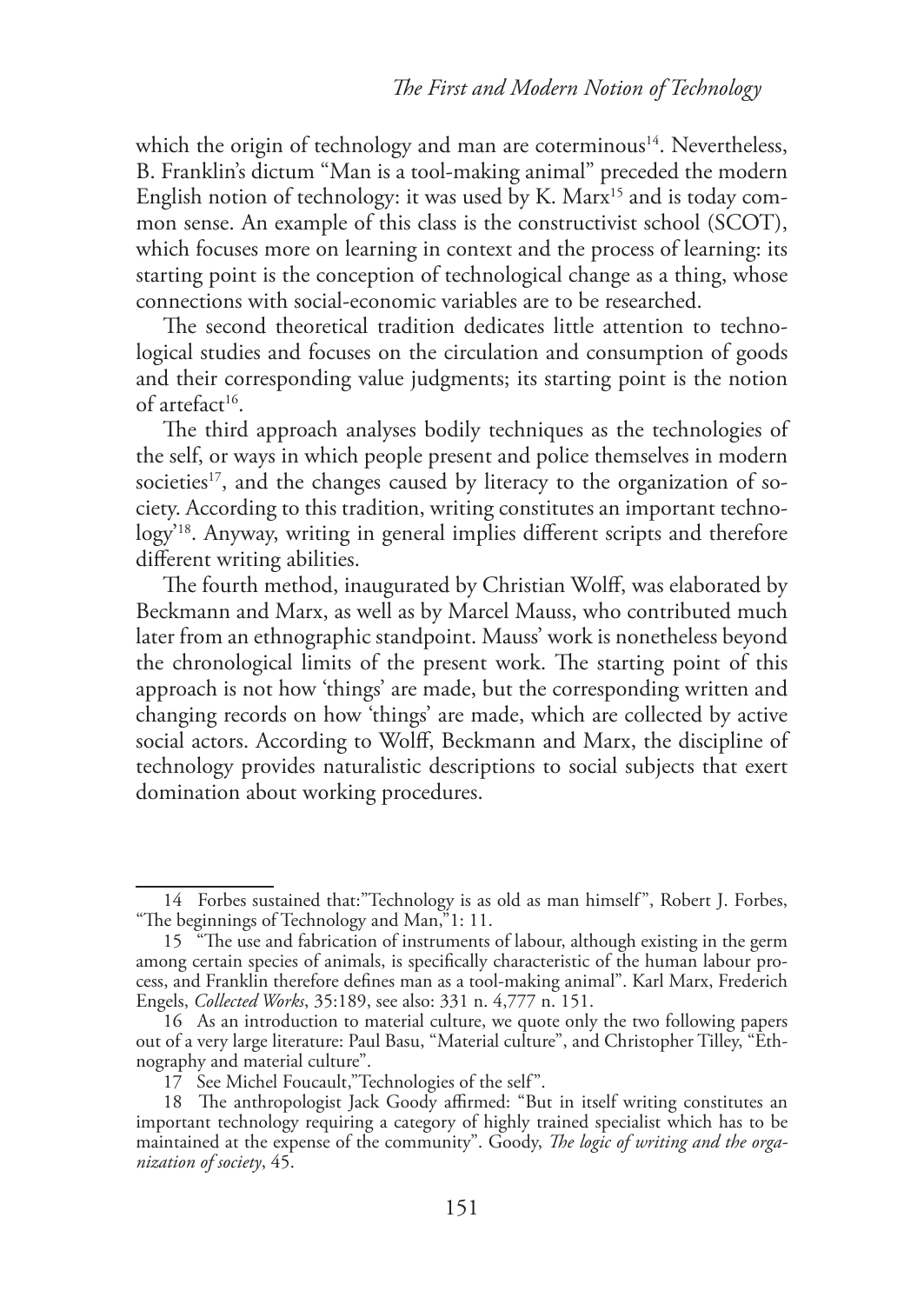which the origin of technology and man are coterminous[14]. Nevertheless, B. Franklin's dictum "Man is a tool-making animal" preceded the modern English notion of technology: it was used by K. Marx[15] and is today common sense. An example of this class is the constructivist school (SCOT), which focuses more on learning in context and the process of learning: its starting point is the conception of technological change as a thing, whose connections with social-economic variables are to be researched.

The second theoretical tradition dedicates little attention to technological studies and focuses on the circulation and consumption of goods and their corresponding value judgments; its starting point is the notion of artefact[16].

The third approach analyses bodily techniques as the technologies of the self, or ways in which people present and police themselves in modern societies[17], and the changes caused by literacy to the organization of society. According to this tradition, writing constitutes an important technology'[18]. Anyway, writing in general implies different scripts and therefore different writing abilities.

The fourth method, inaugurated by Christian Wolff, was elaborated by Beckmann and Marx, as well as by Marcel Mauss, who contributed much later from an ethnographic standpoint. Mauss' work is nonetheless beyond the chronological limits of the present work. The starting point of this approach is not how 'things' are made, but the corresponding written and changing records on how 'things' are made, which are collected by active social actors. According to Wolff, Beckmann and Marx, the discipline of technology provides naturalistic descriptions to social subjects that exert domination about working procedures.

---

14 Forbes sustained that:"Technology is as old as man himself", Robert J. Forbes, "The beginnings of Technology and Man,"1: 11.

15 "The use and fabrication of instruments of labour, although existing in the germ among certain species of animals, is specifically characteristic of the human labour process, and Franklin therefore defines man as a tool-making animal". Karl Marx, Frederich Engels, *Collected Works*, 35:189, see also: 331 n. 4,777 n. 151.

16 As an introduction to material culture, we quote only the two following papers out of a very large literature: Paul Basu, "Material culture", and Christopher Tilley, "Ethnography and material culture".

17 See Michel Foucault,"Technologies of the self".

18 The anthropologist Jack Goody affirmed: "But in itself writing constitutes an important technology requiring a category of highly trained specialist which has to be maintained at the expense of the community". Goody, *The logic of writing and the organization of society*, 45.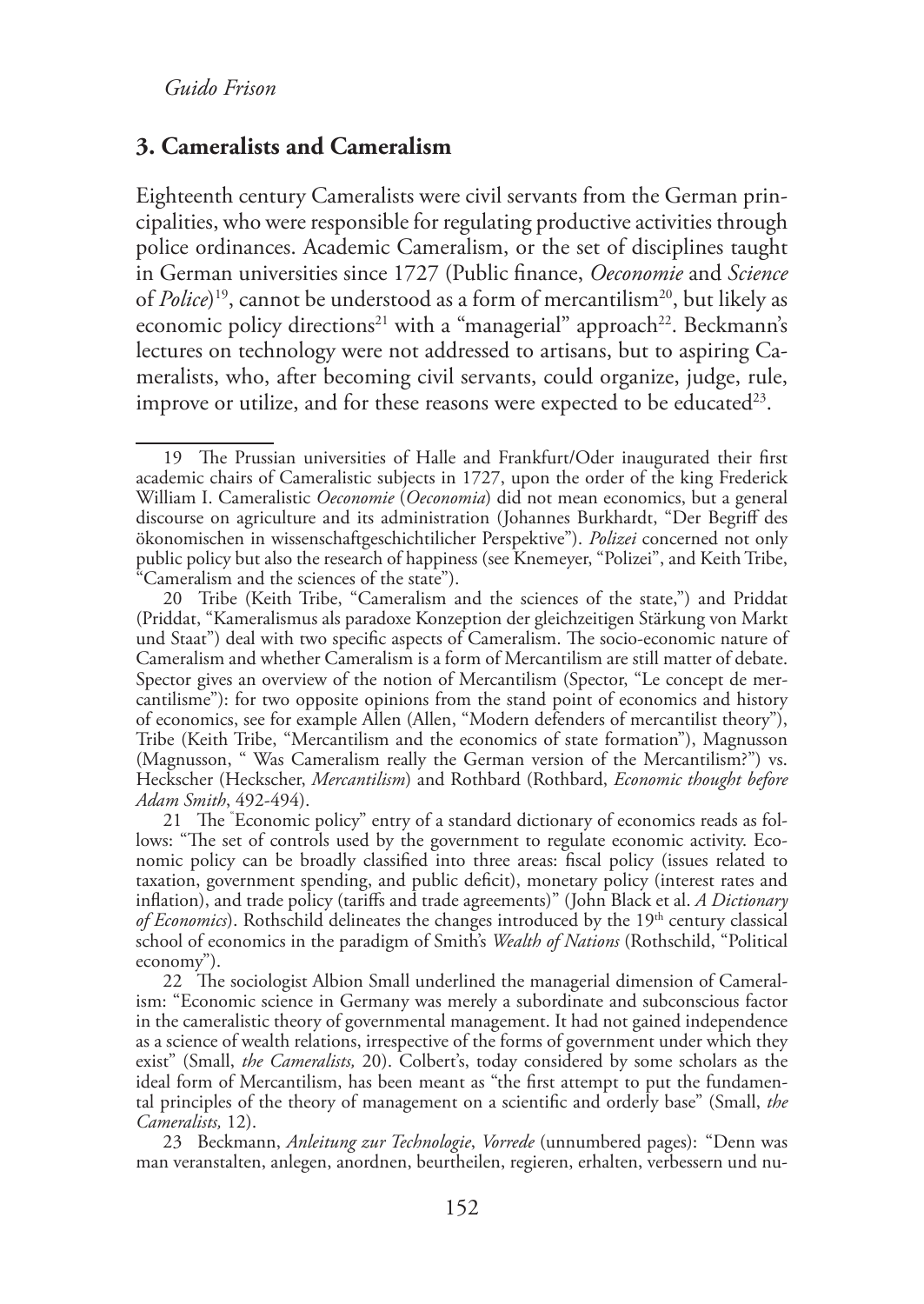## 3. Cameralists and Cameralism

Eighteenth century Cameralists were civil servants from the German principalities, who were responsible for regulating productive activities through police ordinances. Academic Cameralism, or the set of disciplines taught in German universities since 1727 (Public finance, *Oeconomie* and *Science* of *Police*)[19], cannot be understood as a form of mercantilism[20], but likely as economic policy directions[21] with a "managerial" approach[22]. Beckmann's lectures on technology were not addressed to artisans, but to aspiring Cameralists, who, after becoming civil servants, could organize, judge, rule, improve or utilize, and for these reasons were expected to be educated[23].

19 The Prussian universities of Halle and Frankfurt/Oder inaugurated their first academic chairs of Cameralistic subjects in 1727, upon the order of the king Frederick William I. Cameralistic *Oeconomie* (*Oeconomia*) did not mean economics, but a general discourse on agriculture and its administration (Johannes Burkhardt, "Der Begriff des ökonomischen in wissenschaftgeschichtilicher Perspektive"). *Polizei* concerned not only public policy but also the research of happiness (see Knemeyer, "Polizei", and Keith Tribe, "Cameralism and the sciences of the state").

20 Tribe (Keith Tribe, "Cameralism and the sciences of the state,") and Priddat (Priddat, "Kameralismus als paradoxe Konzeption der gleichzeitigen Stärkung von Markt und Staat") deal with two specific aspects of Cameralism. The socio-economic nature of Cameralism and whether Cameralism is a form of Mercantilism are still matter of debate. Spector gives an overview of the notion of Mercantilism (Spector, "Le concept de mercantilisme"): for two opposite opinions from the stand point of economics and history of economics, see for example Allen (Allen, "Modern defenders of mercantilist theory"), Tribe (Keith Tribe, "Mercantilism and the economics of state formation"), Magnusson (Magnusson, " Was Cameralism really the German version of the Mercantilism?") vs. Heckscher (Heckscher, *Mercantilism*) and Rothbard (Rothbard, *Economic thought before Adam Smith*, 492-494).

21 The "Economic policy" entry of a standard dictionary of economics reads as follows: "The set of controls used by the government to regulate economic activity. Economic policy can be broadly classified into three areas: fiscal policy (issues related to taxation, government spending, and public deficit), monetary policy (interest rates and inflation), and trade policy (tariffs and trade agreements)" (John Black et al. *A Dictionary of Economics*). Rothschild delineates the changes introduced by the 19th century classical school of economics in the paradigm of Smith's *Wealth of Nations* (Rothschild, "Political economy").

22 The sociologist Albion Small underlined the managerial dimension of Cameralism: "Economic science in Germany was merely a subordinate and subconscious factor in the cameralistic theory of governmental management. It had not gained independence as a science of wealth relations, irrespective of the forms of government under which they exist" (Small, *the Cameralists,* 20). Colbert's, today considered by some scholars as the ideal form of Mercantilism, has been meant as "the first attempt to put the fundamental principles of the theory of management on a scientific and orderly base" (Small, *the Cameralists,* 12).

23 Beckmann, *Anleitung zur Technologie*, *Vorrede* (unnumbered pages): "Denn was man veranstalten, anlegen, anordnen, beurtheilen, regieren, erhalten, verbessern und nu-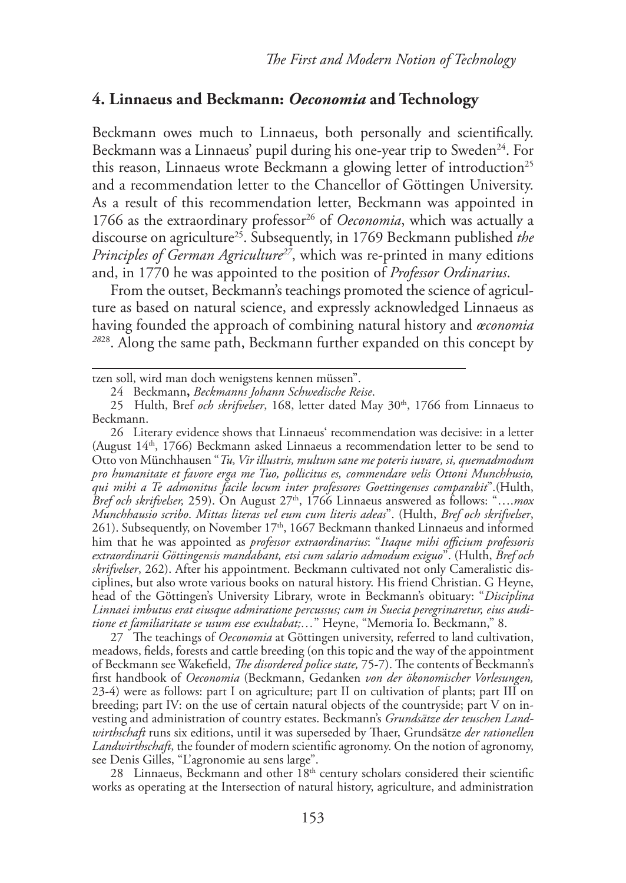## 4. Linnaeus and Beckmann: *Oeconomia* and Technology

Beckmann owes much to Linnaeus, both personally and scientifically. Beckmann was a Linnaeus' pupil during his one-year trip to Sweden[24]. For this reason, Linnaeus wrote Beckmann a glowing letter of introduction[25] and a recommendation letter to the Chancellor of Göttingen University. As a result of this recommendation letter, Beckmann was appointed in 1766 as the extraordinary professor[26] of *Oeconomia*, which was actually a discourse on agriculture[25]. Subsequently, in 1769 Beckmann published *the Principles of German Agriculture*[27], which was re-printed in many editions and, in 1770 he was appointed to the position of *Professor Ordinarius*.

From the outset, Beckmann's teachings promoted the science of agriculture as based on natural science, and expressly acknowledged Linnaeus as having founded the approach of combining natural history and *œconomia* [28]28. Along the same path, Beckmann further expanded on this concept by

---

tzen soll, wird man doch wenigstens kennen müssen".

24 Beckmann**,** *Beckmanns Johann Schwedische Reise*.

25 Hulth, Bref *och skrifvelser*, 168, letter dated May 30th, 1766 from Linnaeus to Beckmann.

26 Literary evidence shows that Linnaeus' recommendation was decisive: in a letter (August 14th, 1766) Beckmann asked Linnaeus a recommendation letter to be send to Otto von Münchhausen "*Tu, Vir illustris, multum sane me poteris iuvare, si, quemadmodum pro humanitate et favore erga me Tuo, pollicitus es, commendare velis Ottoni Munchhusio, qui mihi a Te admonitus facile locum inter professores Goettingenses comparabit*".(Hulth, *Bref och skrifvelser,* 259). On August 27th, 1766 Linnaeus answered as follows: "….*mox Munchhausio scribo. Mittas literas vel eum cum literis adeas*". (Hulth, *Bref och skrifvelser*, 261). Subsequently, on November 17th, 1667 Beckmann thanked Linnaeus and informed him that he was appointed as *professor extraordinarius*: "*Itaque mihi officium professoris extraordinarii Göttingensis mandabant, etsi cum salario admodum exiguo*". (Hulth, *Bref och skrifvelser*, 262). After his appointment. Beckmann cultivated not only Cameralistic disciplines, but also wrote various books on natural history. His friend Christian. G Heyne, head of the Göttingen's University Library, wrote in Beckmann's obituary: "*Disciplina Linnaei imbutus erat eiusque admiratione percussus; cum in Suecia peregrinaretur, eius auditione et familiaritate se usum esse exultabat;…*" Heyne, "Memoria Io. Beckmann," 8.

27 The teachings of *Oeconomia* at Göttingen university, referred to land cultivation, meadows, fields, forests and cattle breeding (on this topic and the way of the appointment of Beckmann see Wakefield, *The disordered police state,* 75-7). The contents of Beckmann's first handbook of *Oeconomia* (Beckmann, Gedanken *von der ökonomischer Vorlesungen,* 23-4) were as follows: part I on agriculture; part II on cultivation of plants; part III on breeding; part IV: on the use of certain natural objects of the countryside; part V on investing and administration of country estates. Beckmann's *Grundsätze der teuschen Landwirthschaft* runs six editions, until it was superseded by Thaer, Grundsätze *der rationellen Landwirthschaft*, the founder of modern scientific agronomy. On the notion of agronomy, see Denis Gilles, "L'agronomie au sens large".

28 Linnaeus, Beckmann and other 18th century scholars considered their scientific works as operating at the Intersection of natural history, agriculture, and administration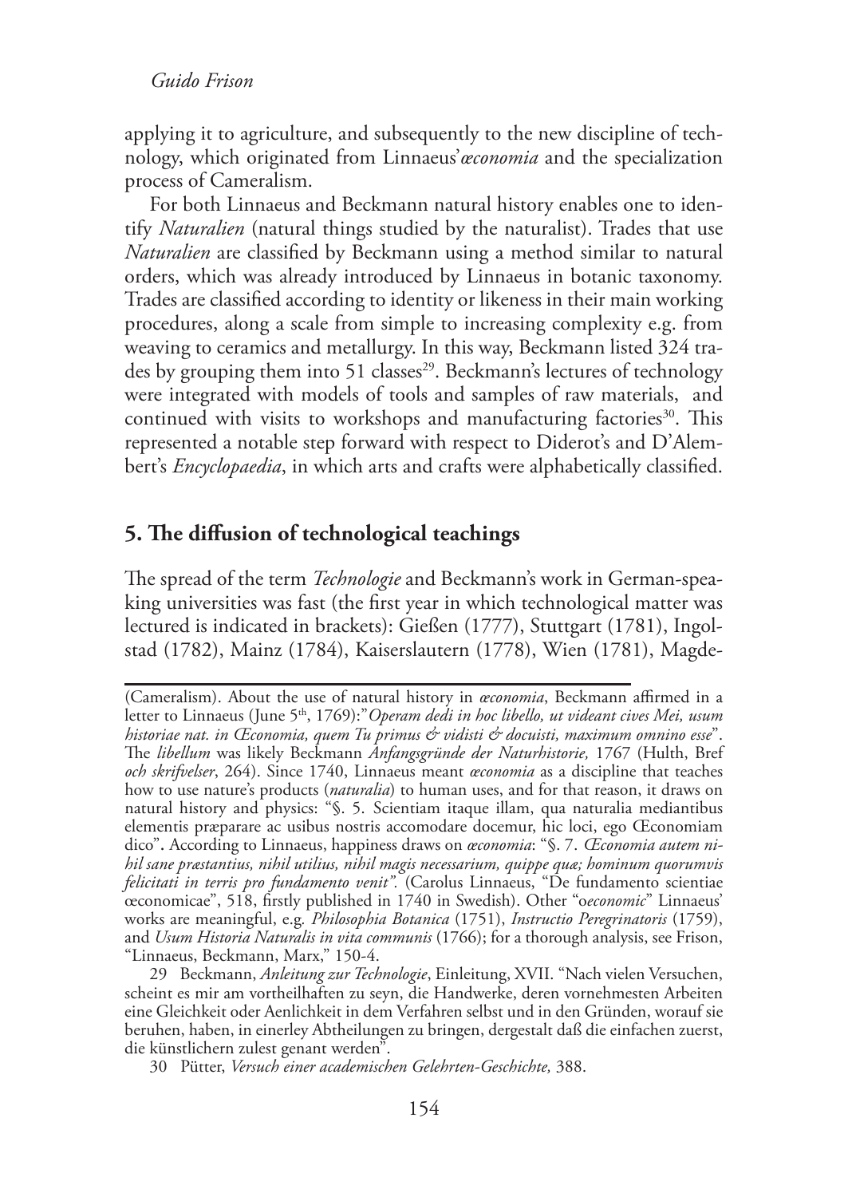applying it to agriculture, and subsequently to the new discipline of technology, which originated from Linnaeus' *œconomia* and the specialization process of Cameralism.

For both Linnaeus and Beckmann natural history enables one to identify *Naturalien* (natural things studied by the naturalist). Trades that use *Naturalien* are classified by Beckmann using a method similar to natural orders, which was already introduced by Linnaeus in botanic taxonomy. Trades are classified according to identity or likeness in their main working procedures, along a scale from simple to increasing complexity e.g. from weaving to ceramics and metallurgy. In this way, Beckmann listed 324 trades by grouping them into 51 classes[29]. Beckmann's lectures of technology were integrated with models of tools and samples of raw materials, and continued with visits to workshops and manufacturing factories[30]. This represented a notable step forward with respect to Diderot's and D'Alembert's *Encyclopaedia*, in which arts and crafts were alphabetically classified.

## 5. The diffusion of technological teachings

The spread of the term *Technologie* and Beckmann's work in German-speaking universities was fast (the first year in which technological matter was lectured is indicated in brackets): Gießen (1777), Stuttgart (1781), Ingolstad (1782), Mainz (1784), Kaiserslautern (1778), Wien (1781), Magde-

---

(Cameralism). About the use of natural history in *œconomia*, Beckmann affirmed in a letter to Linnaeus (June 5th, 1769):"*Operam dedi in hoc libello, ut videant cives Mei, usum historiae nat. in Œconomia, quem Tu primus & vidisti & docuisti, maximum omnino esse*". The *libellum* was likely Beckmann *Anfangsgründe der Naturhistorie,* 1767 (Hulth, Bref *och skrifvelser*, 264). Since 1740, Linnaeus meant *œconomia* as a discipline that teaches how to use nature's products (*naturalia*) to human uses, and for that reason, it draws on natural history and physics: "§. 5. Scientiam itaque illam, qua naturalia mediantibus elementis præparare ac usibus nostris accomodare docemur, hic loci, ego Œconomiam dico". According to Linnaeus, happiness draws on *œconomia*: "§. 7. *Œconomia autem nihil sane præstantius, nihil utilius, nihil magis necessarium, quippe quæ; hominum quorumvis felicitati in terris pro fundamento venit".* (Carolus Linnaeus, "De fundamento scientiae œconomicae", 518, firstly published in 1740 in Swedish). Other "o*economic*" Linnaeus' works are meaningful, e.g. *Philosophia Botanica* (1751), *Instructio Peregrinatoris* (1759), and *Usum Historia Naturalis in vita communis* (1766); for a thorough analysis, see Frison, "Linnaeus, Beckmann, Marx," 150-4.

29 Beckmann, *Anleitung zur Technologie*, Einleitung, XVII. "Nach vielen Versuchen, scheint es mir am vortheilhaften zu seyn, die Handwerke, deren vornehmesten Arbeiten eine Gleichkeit oder Aenlichkeit in dem Verfahren selbst und in den Gründen, worauf sie beruhen, haben, in einerley Abtheilungen zu bringen, dergestalt daß die einfachen zuerst, die künstlichern zulest genant werden".

30 Pütter, *Versuch einer academischen Gelehrten-Geschichte,* 388.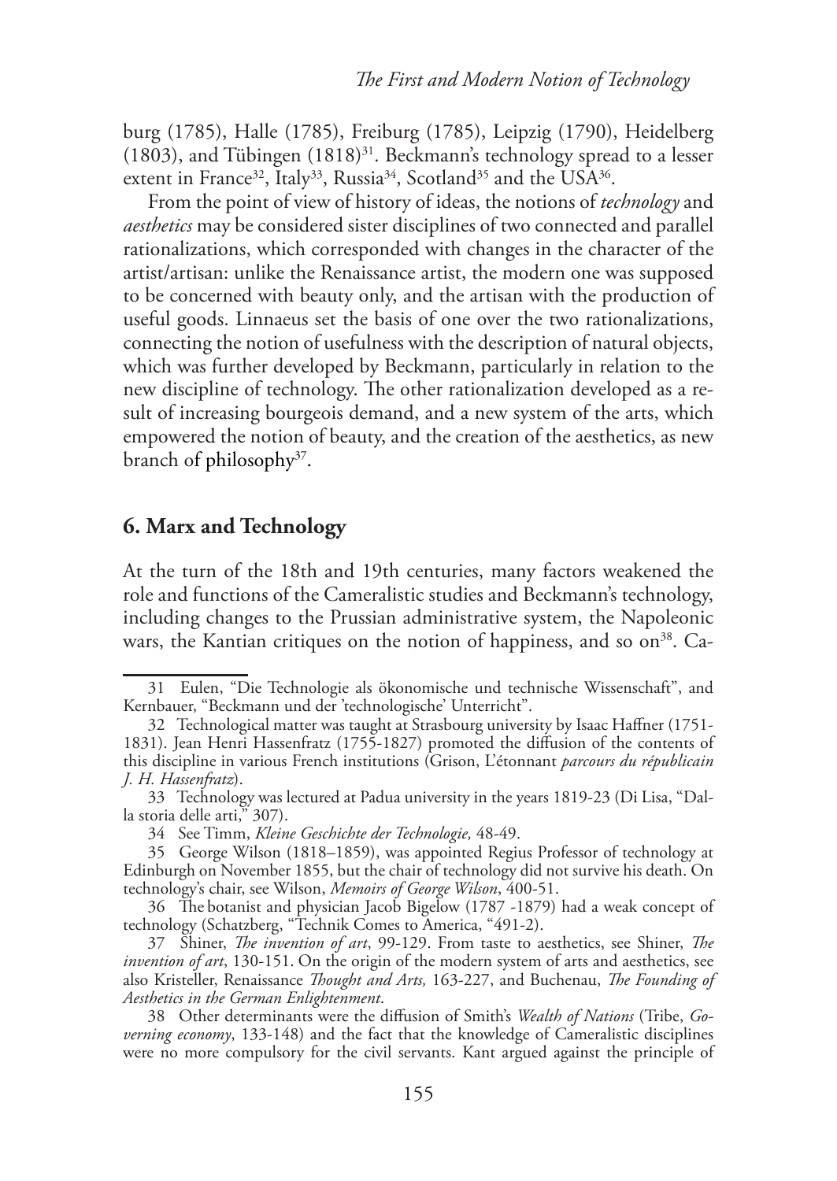burg (1785), Halle (1785), Freiburg (1785), Leipzig (1790), Heidelberg (1803), and Tübingen (1818)[31]. Beckmann's technology spread to a lesser extent in France[32], Italy[33], Russia[34], Scotland[35] and the USA[36].

From the point of view of history of ideas, the notions of *technology* and *aesthetics* may be considered sister disciplines of two connected and parallel rationalizations, which corresponded with changes in the character of the artist/artisan: unlike the Renaissance artist, the modern one was supposed to be concerned with beauty only, and the artisan with the production of useful goods. Linnaeus set the basis of one over the two rationalizations, connecting the notion of usefulness with the description of natural objects, which was further developed by Beckmann, particularly in relation to the new discipline of technology. The other rationalization developed as a result of increasing bourgeois demand, and a new system of the arts, which empowered the notion of beauty, and the creation of the aesthetics, as new branch of philosophy[37].

## 6. Marx and Technology

At the turn of the 18th and 19th centuries, many factors weakened the role and functions of the Cameralistic studies and Beckmann's technology, including changes to the Prussian administrative system, the Napoleonic wars, the Kantian critiques on the notion of happiness, and so on[38]. Ca-

---

31 Eulen, "Die Technologie als ökonomische und technische Wissenschaft", and Kernbauer, "Beckmann und der 'technologische' Unterricht".

32 Technological matter was taught at Strasbourg university by Isaac Haffner (1751-1831). Jean Henri Hassenfratz (1755-1827) promoted the diffusion of the contents of this discipline in various French institutions (Grison, L'étonnant *parcours du républicain J. H. Hassenfratz*).

33 Technology was lectured at Padua university in the years 1819-23 (Di Lisa, "Dalla storia delle arti," 307).

34 See Timm, *Kleine Geschichte der Technologie,* 48-49.

35 George Wilson (1818–1859), was appointed Regius Professor of technology at Edinburgh on November 1855, but the chair of technology did not survive his death. On technology's chair, see Wilson, *Memoirs of George Wilson*, 400-51.

36 The botanist and physician Jacob Bigelow (1787 -1879) had a weak concept of technology (Schatzberg, "Technik Comes to America, "491-2).

37 Shiner, *The invention of art*, 99-129. From taste to aesthetics, see Shiner, *The invention of art*, 130-151. On the origin of the modern system of arts and aesthetics, see also Kristeller, Renaissance *Thought and Arts,* 163-227, and Buchenau, *The Founding of Aesthetics in the German Enlightenment*.

38 Other determinants were the diffusion of Smith's *Wealth of Nations* (Tribe, *Governing economy*, 133-148) and the fact that the knowledge of Cameralistic disciplines were no more compulsory for the civil servants. Kant argued against the principle of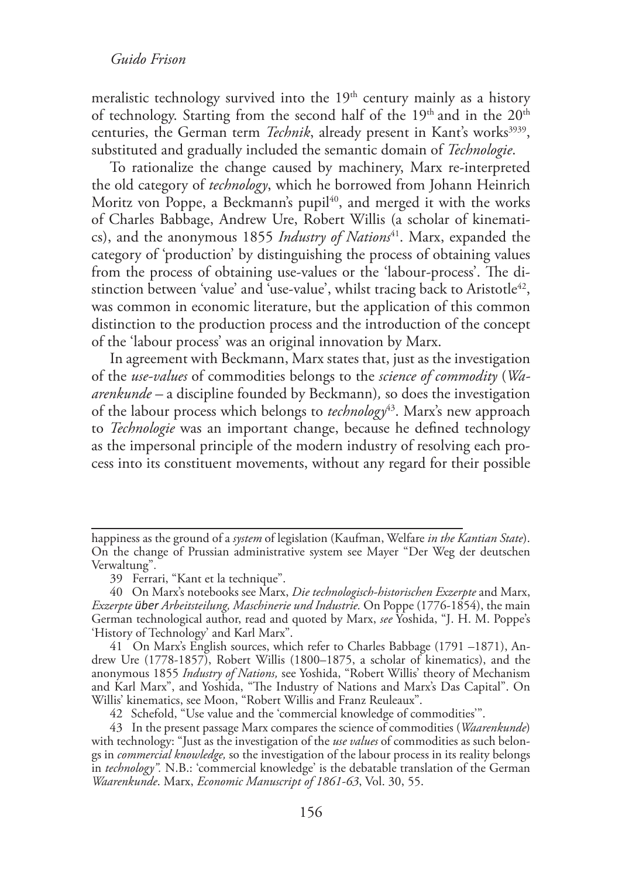meralistic technology survived into the 19th century mainly as a history of technology. Starting from the second half of the 19th and in the 20th centuries, the German term *Technik*, already present in Kant's works[3939], substituted and gradually included the semantic domain of *Technologie*.

To rationalize the change caused by machinery, Marx re-interpreted the old category of *technology*, which he borrowed from Johann Heinrich Moritz von Poppe, a Beckmann's pupil[40], and merged it with the works of Charles Babbage, Andrew Ure, Robert Willis (a scholar of kinematics), and the anonymous 1855 *Industry of Nations*[41]. Marx, expanded the category of 'production' by distinguishing the process of obtaining values from the process of obtaining use-values or the 'labour-process'. The distinction between 'value' and 'use-value', whilst tracing back to Aristotle[42], was common in economic literature, but the application of this common distinction to the production process and the introduction of the concept of the 'labour process' was an original innovation by Marx.

In agreement with Beckmann, Marx states that, just as the investigation of the *use-values* of commodities belongs to the *science of commodity* (*Waarenkunde* – a discipline founded by Beckmann)*,* so does the investigation of the labour process which belongs to *technology*[43]. Marx's new approach to *Technologie* was an important change, because he defined technology as the impersonal principle of the modern industry of resolving each process into its constituent movements, without any regard for their possible

---

happiness as the ground of a *system* of legislation (Kaufman, Welfare *in the Kantian State*). On the change of Prussian administrative system see Mayer "Der Weg der deutschen Verwaltung".

39 Ferrari, "Kant et la technique".

40 On Marx's notebooks see Marx, *Die technologisch-historischen Exzerpte* and Marx, *Exzerpte über Arbeitsteilung, Maschinerie und Industrie*. On Poppe (1776-1854), the main German technological author, read and quoted by Marx, *see* Yoshida, "J. H. M. Poppe's 'History of Technology' and Karl Marx".

41 On Marx's English sources, which refer to Charles Babbage (1791 –1871), Andrew Ure (1778-1857), Robert Willis (1800–1875, a scholar of kinematics), and the anonymous 1855 *Industry of Nations,* see Yoshida, "Robert Willis' theory of Mechanism and Karl Marx", and Yoshida, "The Industry of Nations and Marx's Das Capital". On Willis' kinematics, see Moon, "Robert Willis and Franz Reuleaux".

42 Schefold, "Use value and the 'commercial knowledge of commodities'".

43 In the present passage Marx compares the science of commodities (*Waarenkunde*) with technology: "Just as the investigation of the *use values* of commodities as such belongs in *commercial knowledge,* so the investigation of the labour process in its reality belongs in *technology".* N.B.: 'commercial knowledge' is the debatable translation of the German *Waarenkunde*. Marx, *Economic Manuscript of 1861-63*, Vol. 30, 55.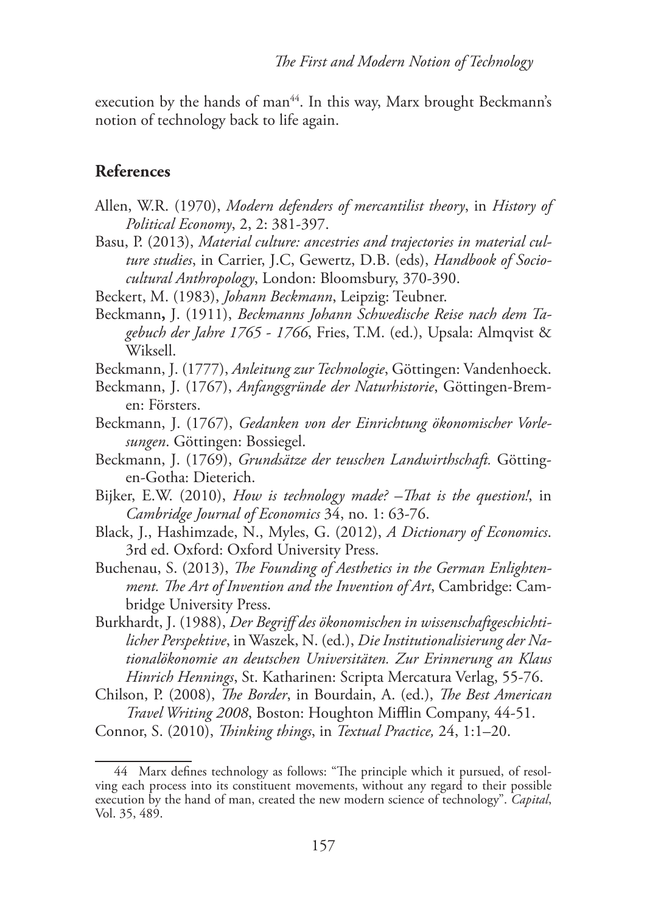execution by the hands of man[44]. In this way, Marx brought Beckmann's notion of technology back to life again.

## References

Allen, W.R. (1970), *Modern defenders of mercantilist theory*, in *History of Political Economy*, 2, 2: 381-397.

Basu, P. (2013), *Material culture: ancestries and trajectories in material culture studies*, in Carrier, J.C, Gewertz, D.B. (eds), *Handbook of Sociocultural Anthropology*, London: Bloomsbury, 370-390.

Beckert, M. (1983), *Johann Beckmann*, Leipzig: Teubner.

Beckmann**,** J. (1911), *Beckmanns Johann Schwedische Reise nach dem Tagebuch der Jahre 1765 - 1766*, Fries, T.M. (ed.), Upsala: Almqvist & Wiksell.

Beckmann, J. (1777), *Anleitung zur Technologie*, Göttingen: Vandenhoeck.

Beckmann, J. (1767), *Anfangsgründe der Naturhistorie*, Göttingen-Bremen: Försters.

Beckmann, J. (1767), *Gedanken von der Einrichtung ökonomischer Vorlesungen*. Göttingen: Bossiegel.

Beckmann, J. (1769), *Grundsätze der teuschen Landwirthschaft.* Göttingen-Gotha: Dieterich.

Bijker, E.W. (2010), *How is technology made? –That is the question!*, in *Cambridge Journal of Economics* 34, no. 1: 63-76.

Black, J., Hashimzade, N., Myles, G. (2012), *A Dictionary of Economics*. 3rd ed. Oxford: Oxford University Press.

Buchenau, S. (2013), *The Founding of Aesthetics in the German Enlightenment. The Art of Invention and the Invention of Art*, Cambridge: Cambridge University Press.

Burkhardt, J. (1988), *Der Begriff des ökonomischen in wissenschaftgeschichtilicher Perspektive*, in Waszek, N. (ed.), *Die Institutionalisierung der Nationalökonomie an deutschen Universitäten. Zur Erinnerung an Klaus Hinrich Hennings*, St. Katharinen: Scripta Mercatura Verlag, 55-76.

Chilson, P. (2008), *The Border*, in Bourdain, A. (ed.), *The Best American Travel Writing 2008*, Boston: Houghton Mifflin Company, 44-51.

Connor, S. (2010), *Thinking things*, in *Textual Practice,* 24, 1:1–20.

---

44 Marx defines technology as follows: "The principle which it pursued, of resolving each process into its constituent movements, without any regard to their possible execution by the hand of man, created the new modern science of technology". *Capital*, Vol. 35, 489.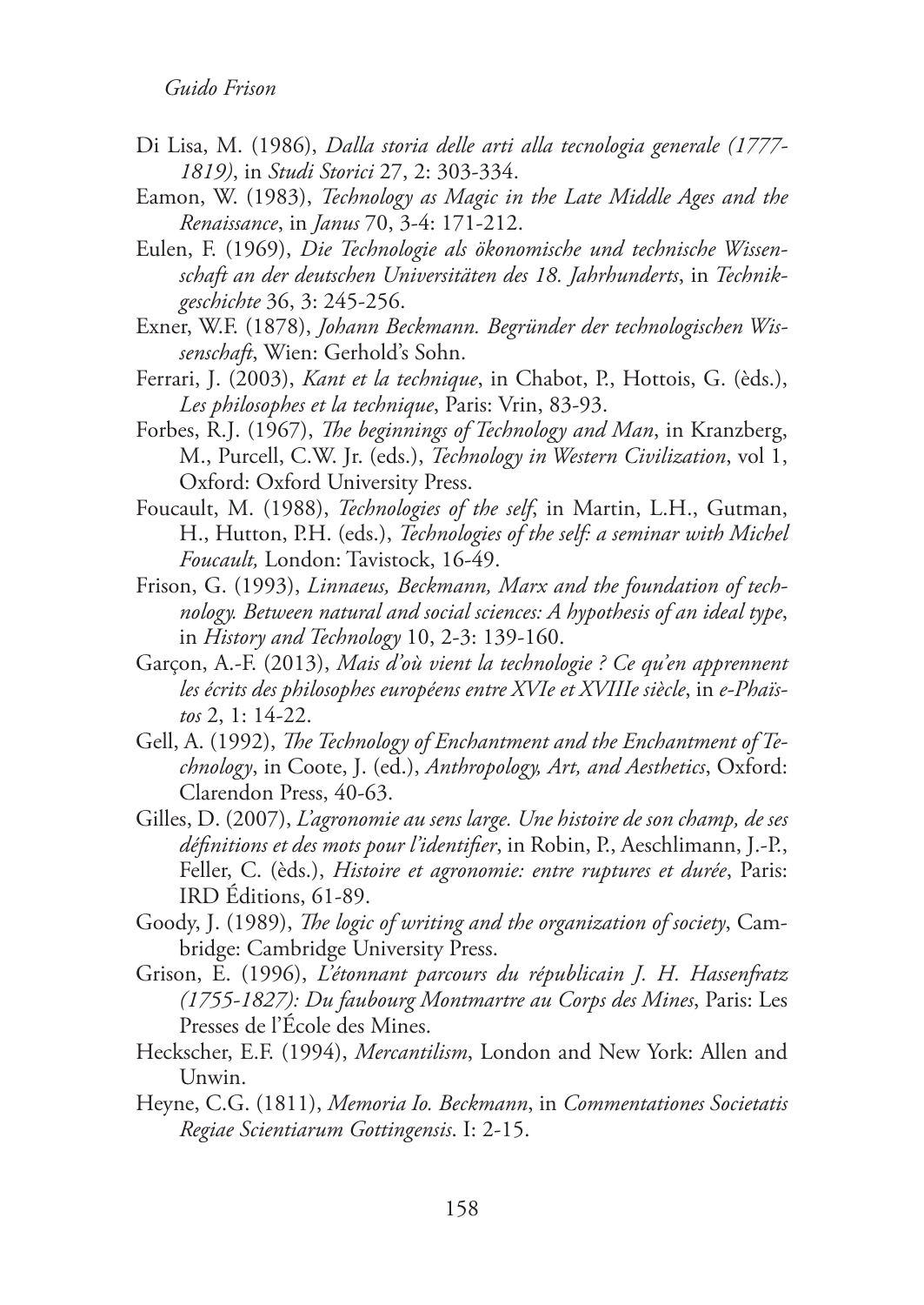Di Lisa, M. (1986), *Dalla storia delle arti alla tecnologia generale (1777-1819)*, in *Studi Storici* 27, 2: 303-334.

Eamon, W. (1983), *Technology as Magic in the Late Middle Ages and the Renaissance*, in *Janus* 70, 3-4: 171-212.

Eulen, F. (1969), *Die Technologie als ökonomische und technische Wissenschaft an der deutschen Universitäten des 18. Jahrhunderts*, in *Technikgeschichte* 36, 3: 245-256.

Exner, W.F. (1878), *Johann Beckmann. Begründer der technologischen Wissenschaft*, Wien: Gerhold's Sohn.

Ferrari, J. (2003), *Kant et la technique*, in Chabot, P., Hottois, G. (èds.), *Les philosophes et la technique*, Paris: Vrin, 83-93.

Forbes, R.J. (1967), *The beginnings of Technology and Man*, in Kranzberg, M., Purcell, C.W. Jr. (eds.), *Technology in Western Civilization*, vol 1, Oxford: Oxford University Press.

Foucault, M. (1988), *Technologies of the self*, in Martin, L.H., Gutman, H., Hutton, P.H. (eds.), *Technologies of the self: a seminar with Michel Foucault,* London: Tavistock, 16-49.

Frison, G. (1993), *Linnaeus, Beckmann, Marx and the foundation of technology. Between natural and social sciences: A hypothesis of an ideal type*, in *History and Technology* 10, 2-3: 139-160.

Garçon, A.-F. (2013), *Mais d'où vient la technologie ? Ce qu'en apprennent les écrits des philosophes européens entre XVIe et XVIIIe siècle*, in *e-Phaïstos* 2, 1: 14-22.

Gell, A. (1992), *The Technology of Enchantment and the Enchantment of Technology*, in Coote, J. (ed.), *Anthropology, Art, and Aesthetics*, Oxford: Clarendon Press, 40-63.

Gilles, D. (2007), *L'agronomie au sens large. Une histoire de son champ, de ses définitions et des mots pour l'identifier*, in Robin, P., Aeschlimann, J.-P., Feller, C. (èds.), *Histoire et agronomie: entre ruptures et durée*, Paris: IRD Éditions, 61-89.

Goody, J. (1989), *The logic of writing and the organization of society*, Cambridge: Cambridge University Press.

Grison, E. (1996), *L'étonnant parcours du républicain J. H. Hassenfratz (1755-1827): Du faubourg Montmartre au Corps des Mines*, Paris: Les Presses de l'École des Mines.

Heckscher, E.F. (1994), *Mercantilism*, London and New York: Allen and Unwin.

Heyne, C.G. (1811), *Memoria Io. Beckmann*, in *Commentationes Societatis Regiae Scientiarum Gottingensis*. I: 2-15.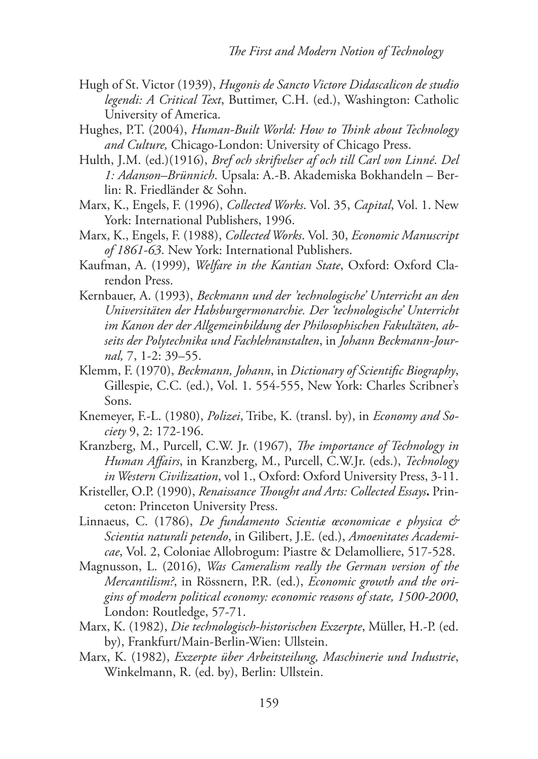Hugh of St. Victor (1939), *Hugonis de Sancto Victore Didascalicon de studio legendi: A Critical Text*, Buttimer, C.H. (ed.), Washington: Catholic University of America.

Hughes, P.T. (2004), *Human-Built World: How to Think about Technology and Culture,* Chicago-London: University of Chicago Press.

Hulth, J.M. (ed.)(1916), *Bref och skrifvelser af och till Carl von Linné. Del 1: Adanson–Brünnich*. Upsala: A.-B. Akademiska Bokhandeln – Berlin: R. Friedländer & Sohn.

Marx, K., Engels, F. (1996), *Collected Works*. Vol. 35, *Capital*, Vol. 1. New York: International Publishers, 1996.

Marx, K., Engels, F. (1988), *Collected Works*. Vol. 30, *Economic Manuscript of 1861-63*. New York: International Publishers.

Kaufman, A. (1999), *Welfare in the Kantian State*, Oxford: Oxford Clarendon Press.

Kernbauer, A. (1993), *Beckmann und der 'technologische' Unterricht an den Universitäten der Habsburgermonarchie. Der 'technologische' Unterricht im Kanon der der Allgemeinbildung der Philosophischen Fakultäten, abseits der Polytechnika und Fachlehranstalten*, in *Johann Beckmann-Journal,* 7, 1-2: 39–55.

Klemm, F. (1970), *Beckmann, Johann*, in *Dictionary of Scientific Biography*, Gillespie, C.C. (ed.), Vol. 1. 554-555, New York: Charles Scribner's Sons.

Knemeyer, F.-L. (1980), *Polizei*, Tribe, K. (transl. by), in *Economy and Society* 9, 2: 172-196.

Kranzberg, M., Purcell, C.W. Jr. (1967), *The importance of Technology in Human Affairs*, in Kranzberg, M., Purcell, C.W.Jr. (eds.), *Technology in Western Civilization*, vol 1., Oxford: Oxford University Press, 3-11.

Kristeller, O.P. (1990), *Renaissance Thought and Arts: Collected Essays***.** Princeton: Princeton University Press.

Linnaeus, C. (1786), *De fundamento Scientiæ œconomicae e physica & Scientia naturali petendo*, in Gilibert, J.E. (ed.), *Amoenitates Academicae*, Vol. 2, Coloniae Allobrogum: Piastre & Delamolliere, 517-528.

Magnusson, L. (2016), *Was Cameralism really the German version of the Mercantilism?*, in Rössnern, P.R. (ed.), *Economic growth and the origins of modern political economy: economic reasons of state, 1500-2000*, London: Routledge, 57-71.

Marx, K. (1982), *Die technologisch-historischen Exzerpte*, Müller, H.-P. (ed. by), Frankfurt/Main-Berlin-Wien: Ullstein.

Marx, K. (1982), *Exzerpte über Arbeitsteilung, Maschinerie und Industrie*, Winkelmann, R. (ed. by), Berlin: Ullstein.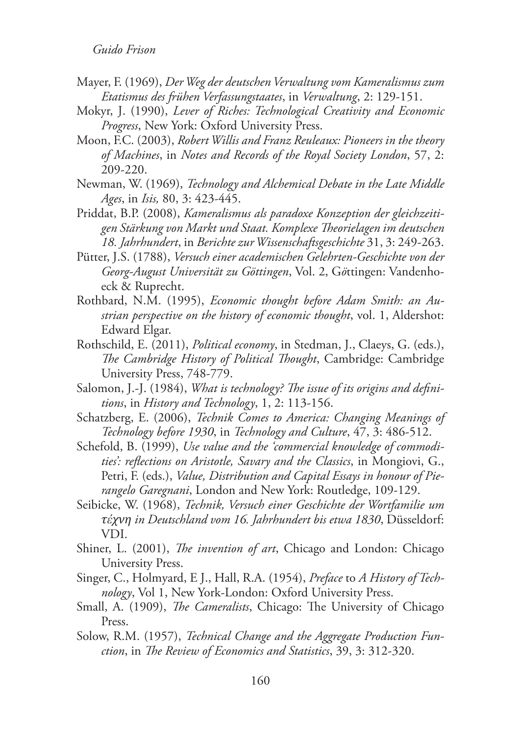Mayer, F. (1969), *Der Weg der deutschen Verwaltung vom Kameralismus zum Etatismus des frühen Verfassungstaates*, in *Verwaltung*, 2: 129-151.

Mokyr, J. (1990), *Lever of Riches: Technological Creativity and Economic Progress*, New York: Oxford University Press.

Moon, F.C. (2003), *Robert Willis and Franz Reuleaux: Pioneers in the theory of Machines*, in *Notes and Records of the Royal Society London*, 57, 2: 209-220.

Newman, W. (1969), *Technology and Alchemical Debate in the Late Middle Ages*, in *Isis,* 80, 3: 423-445.

Priddat, B.P. (2008), *Kameralismus als paradoxe Konzeption der gleichzeitigen Stärkung von Markt und Staat. Komplexe Theorielagen im deutschen 18. Jahrhundert*, in *Berichte zur Wissenschaftsgeschichte* 31, 3: 249-263.

Pütter, J.S. (1788), *Versuch einer academischen Gelehrten-Geschichte von der Georg-August Universität zu Göttingen*, Vol. 2, Göttingen: Vandenhoeck & Ruprecht.

Rothbard, N.M. (1995), *Economic thought before Adam Smith: an Austrian perspective on the history of economic thought*, vol. 1, Aldershot: Edward Elgar.

Rothschild, E. (2011), *Political economy*, in Stedman, J., Claeys, G. (eds.), *The Cambridge History of Political Thought*, Cambridge: Cambridge University Press, 748-779.

Salomon, J.-J. (1984), *What is technology? The issue of its origins and definitions*, in *History and Technology*, 1, 2: 113-156.

Schatzberg, E. (2006), *Technik Comes to America: Changing Meanings of Technology before 1930*, in *Technology and Culture*, 47, 3: 486-512.

Schefold, B. (1999), *Use value and the 'commercial knowledge of commodities': reflections on Aristotle, Savary and the Classics*, in Mongiovi, G., Petri, F. (eds.), *Value, Distribution and Capital Essays in honour of Pierangelo Garegnani*, London and New York: Routledge, 109-129.

Seibicke, W. (1968), *Technik, Versuch einer Geschichte der Wortfamilie um τέχνη in Deutschland vom 16. Jahrhundert bis etwa 1830*, Düsseldorf: VDI.

Shiner, L. (2001), *The invention of art*, Chicago and London: Chicago University Press.

Singer, C., Holmyard, E J., Hall, R.A. (1954), *Preface* to *A History of Technology*, Vol 1, New York-London: Oxford University Press.

Small, A. (1909), *The Cameralists*, Chicago: The University of Chicago Press.

Solow, R.M. (1957), *Technical Change and the Aggregate Production Function*, in *The Review of Economics and Statistics*, 39, 3: 312-320.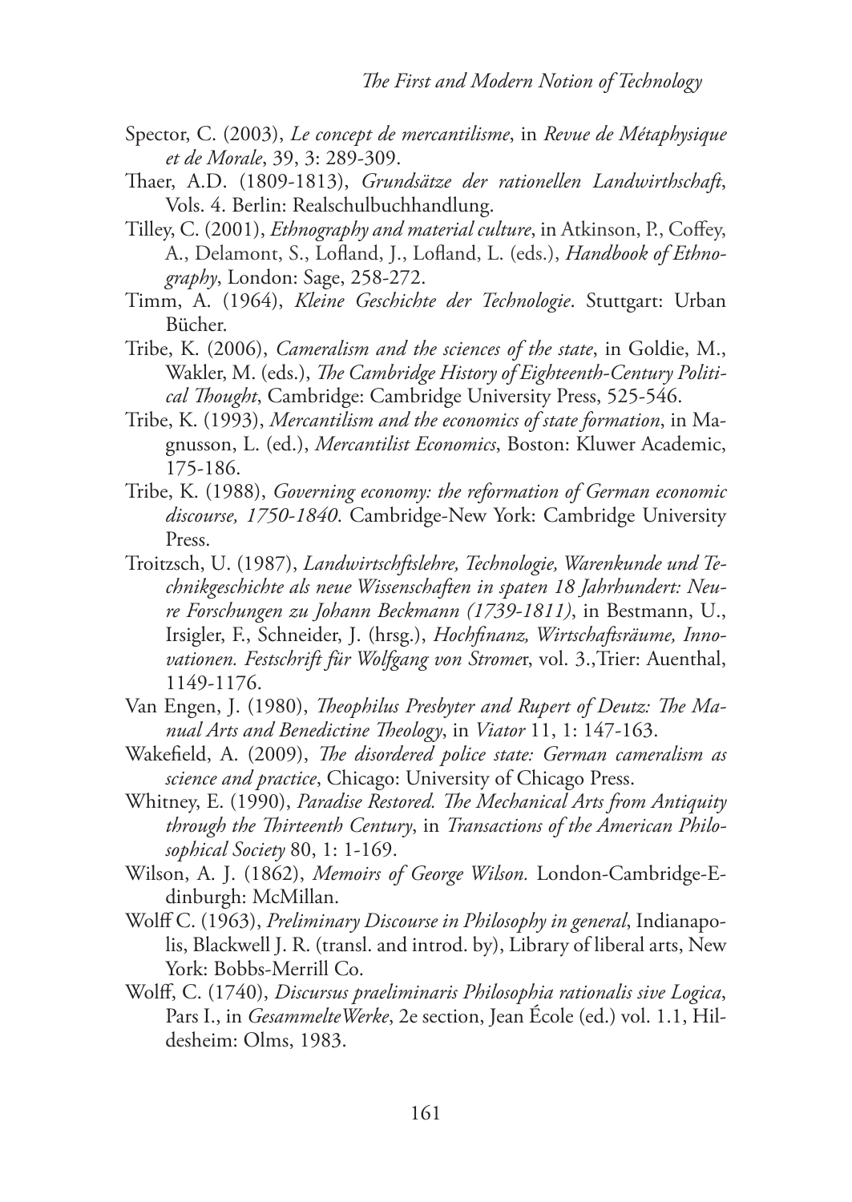Spector, C. (2003), *Le concept de mercantilisme*, in *Revue de Métaphysique et de Morale*, 39, 3: 289-309.

Thaer, A.D. (1809-1813), *Grundsätze der rationellen Landwirthschaft*, Vols. 4. Berlin: Realschulbuchhandlung.

Tilley, C. (2001), *Ethnography and material culture*, in Atkinson, P., Coffey, A., Delamont, S., Lofland, J., Lofland, L. (eds.), *Handbook of Ethnography*, London: Sage, 258-272.

Timm, A. (1964), *Kleine Geschichte der Technologie*. Stuttgart: Urban Bücher.

Tribe, K. (2006), *Cameralism and the sciences of the state*, in Goldie, M., Wakler, M. (eds.), *The Cambridge History of Eighteenth-Century Political Thought*, Cambridge: Cambridge University Press, 525-546.

Tribe, K. (1993), *Mercantilism and the economics of state formation*, in Magnusson, L. (ed.), *Mercantilist Economics*, Boston: Kluwer Academic, 175-186.

Tribe, K. (1988), *Governing economy: the reformation of German economic discourse, 1750-1840*. Cambridge-New York: Cambridge University Press.

Troitzsch, U. (1987), *Landwirtschftslehre, Technologie, Warenkunde und Technikgeschichte als neue Wissenschaften in spaten 18 Jahrhundert: Neure Forschungen zu Johann Beckmann (1739-1811)*, in Bestmann, U., Irsigler, F., Schneider, J. (hrsg.), *Hochfinanz, Wirtschaftsräume, Innovationen. Festschrift für Wolfgang von Strome*r, vol. 3.,Trier: Auenthal, 1149-1176.

Van Engen, J. (1980), *Theophilus Presbyter and Rupert of Deutz: The Manual Arts and Benedictine Theology*, in *Viator* 11, 1: 147-163.

Wakefield, A. (2009), *The disordered police state: German cameralism as science and practice*, Chicago: University of Chicago Press.

Whitney, E. (1990), *Paradise Restored. The Mechanical Arts from Antiquity through the Thirteenth Century*, in *Transactions of the American Philosophical Society* 80, 1: 1-169.

Wilson, A. J. (1862), *Memoirs of George Wilson.* London-Cambridge-Edinburgh: McMillan.

Wolff C. (1963), *Preliminary Discourse in Philosophy in general*, Indianapolis, Blackwell J. R. (transl. and introd. by), Library of liberal arts, New York: Bobbs-Merrill Co.

Wolff, C. (1740), *Discursus praeliminaris Philosophia rationalis sive Logica*, Pars I., in *GesammelteWerke*, 2e section, Jean École (ed.) vol. 1.1, Hildesheim: Olms, 1983.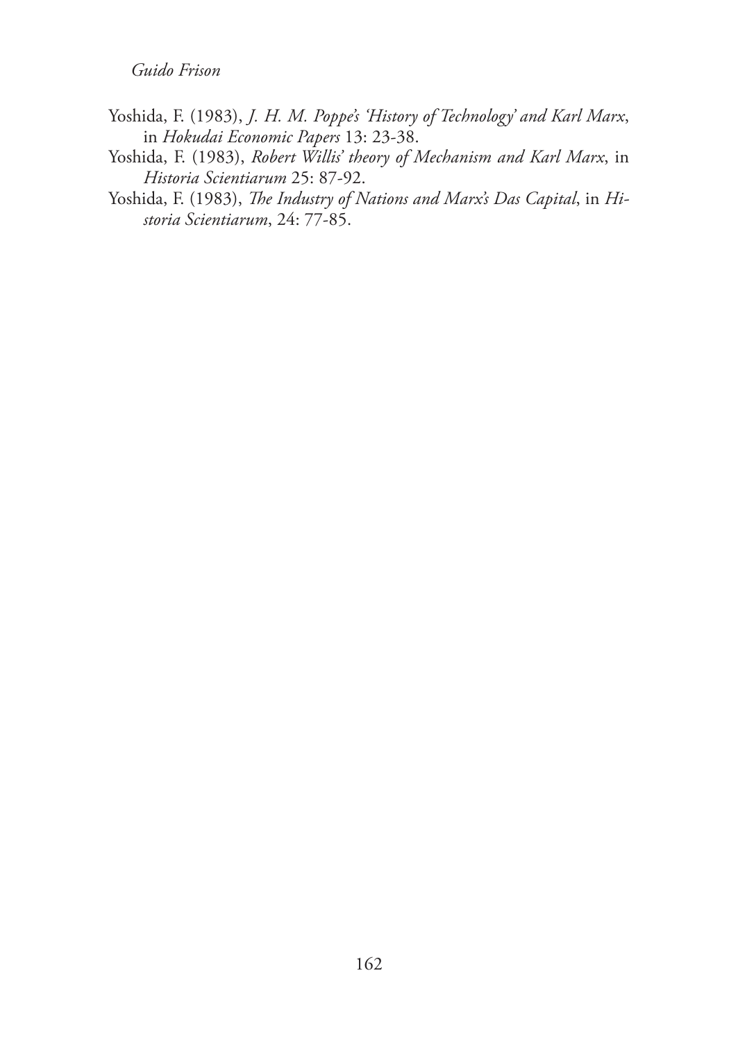Yoshida, F. (1983), *J. H. M. Poppe's 'History of Technology' and Karl Marx*, in *Hokudai Economic Papers* 13: 23-38.

Yoshida, F. (1983), *Robert Willis' theory of Mechanism and Karl Marx*, in *Historia Scientiarum* 25: 87-92.

Yoshida, F. (1983), *The Industry of Nations and Marx's Das Capital*, in *Historia Scientiarum*, 24: 77-85.